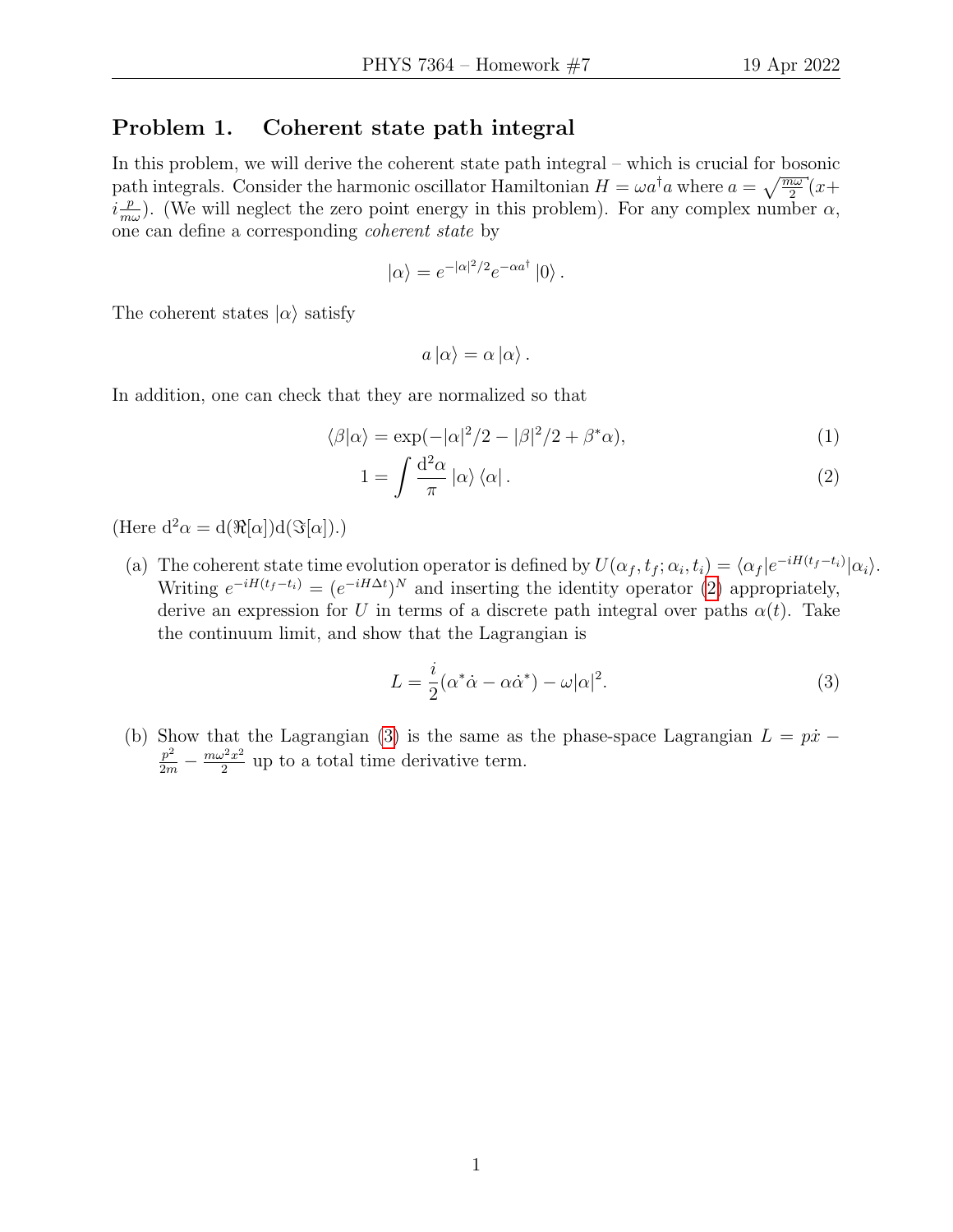## Problem 1. Coherent state path integral

In this problem, we will derive the coherent state path integral – which is crucial for bosonic path integrals. Consider the harmonic oscillator Hamiltonian $H = \omega a^\dagger a$ where $a = \sqrt{\frac{m\omega}{2}}(x + i\frac{p}{m\omega})$. (We will neglect the zero point energy in this problem). For any complex number $\alpha$, one can define a corresponding *coherent state* by

$$|\alpha\rangle = e^{-|\alpha|^2/2} e^{-\alpha a^\dagger} |0\rangle .$$

The coherent states $|\alpha\rangle$ satisfy

$$a |\alpha\rangle = \alpha |\alpha\rangle .$$

In addition, one can check that they are normalized so that

$$\langle\beta|\alpha\rangle = \exp(-|\alpha|^2/2 - |\beta|^2/2 + \beta^*\alpha), \tag{1}$$

$$1 = \int \frac{\mathrm{d}^2\alpha}{\pi} |\alpha\rangle \langle\alpha| . \tag{2}$$

(Here $\mathrm{d}^2\alpha = \mathrm{d}(\Re[\alpha])\mathrm{d}(\Im[\alpha])$.)

(a) The coherent state time evolution operator is defined by $U(\alpha_f, t_f; \alpha_i, t_i) = \langle\alpha_f|e^{-iH(t_f-t_i)}|\alpha_i\rangle$. Writing $e^{-iH(t_f-t_i)} = (e^{-iH\Delta t})^N$ and inserting the identity operator (2) appropriately, derive an expression for $U$ in terms of a discrete path integral over paths $\alpha(t)$. Take the continuum limit, and show that the Lagrangian is

$$L = \frac{i}{2}(\alpha^*\dot{\alpha} - \alpha\dot{\alpha}^*) - \omega|\alpha|^2. \tag{3}$$

(b) Show that the Lagrangian (3) is the same as the phase-space Lagrangian $L = p\dot{x} - \frac{p^2}{2m} - \frac{m\omega^2 x^2}{2}$ up to a total time derivative term.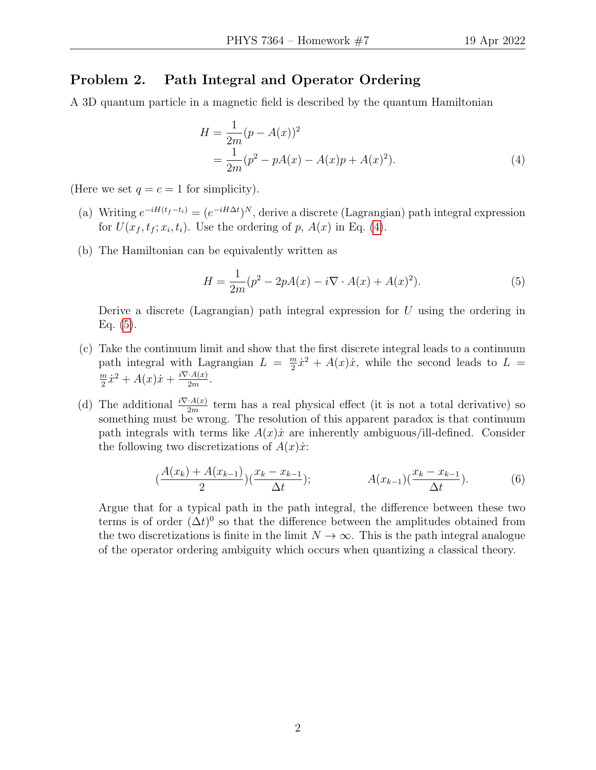## Problem 2. Path Integral and Operator Ordering

A 3D quantum particle in a magnetic field is described by the quantum Hamiltonian

$$
\begin{aligned}
H &= \frac{1}{2m}(p - A(x))^2 \\
&= \frac{1}{2m}(p^2 - pA(x) - A(x)p + A(x)^2).
\end{aligned}
\tag{4}
$$

(Here we set $q = c = 1$ for simplicity).

(a) Writing $e^{-iH(t_f - t_i)} = (e^{-iH\Delta t})^N$, derive a discrete (Lagrangian) path integral expression for $U(x_f, t_f; x_i, t_i)$. Use the ordering of $p$, $A(x)$ in Eq. (4).

(b) The Hamiltonian can be equivalently written as

$$
H = \frac{1}{2m}(p^2 - 2pA(x) - i\nabla \cdot A(x) + A(x)^2). \tag{5}
$$

Derive a discrete (Lagrangian) path integral expression for $U$ using the ordering in Eq. (5).

(c) Take the continuum limit and show that the first discrete integral leads to a continuum path integral with Lagrangian $L = \frac{m}{2}\dot{x}^2 + A(x)\dot{x}$, while the second leads to $L = \frac{m}{2}\dot{x}^2 + A(x)\dot{x} + \frac{i\nabla \cdot A(x)}{2m}$.

(d) The additional $\frac{i\nabla \cdot A(x)}{2m}$ term has a real physical effect (it is not a total derivative) so something must be wrong. The resolution of this apparent paradox is that continuum path integrals with terms like $A(x)\dot{x}$ are inherently ambiguous/ill-defined. Consider the following two discretizations of $A(x)\dot{x}$:

$$
\left(\frac{A(x_k) + A(x_{k-1})}{2}\right)\left(\frac{x_k - x_{k-1}}{\Delta t}\right); \qquad\qquad A(x_{k-1})\left(\frac{x_k - x_{k-1}}{\Delta t}\right). \tag{6}
$$

Argue that for a typical path in the path integral, the difference between these two terms is of order $(\Delta t)^0$ so that the difference between the amplitudes obtained from the two discretizations is finite in the limit $N \to \infty$. This is the path integral analogue of the operator ordering ambiguity which occurs when quantizing a classical theory.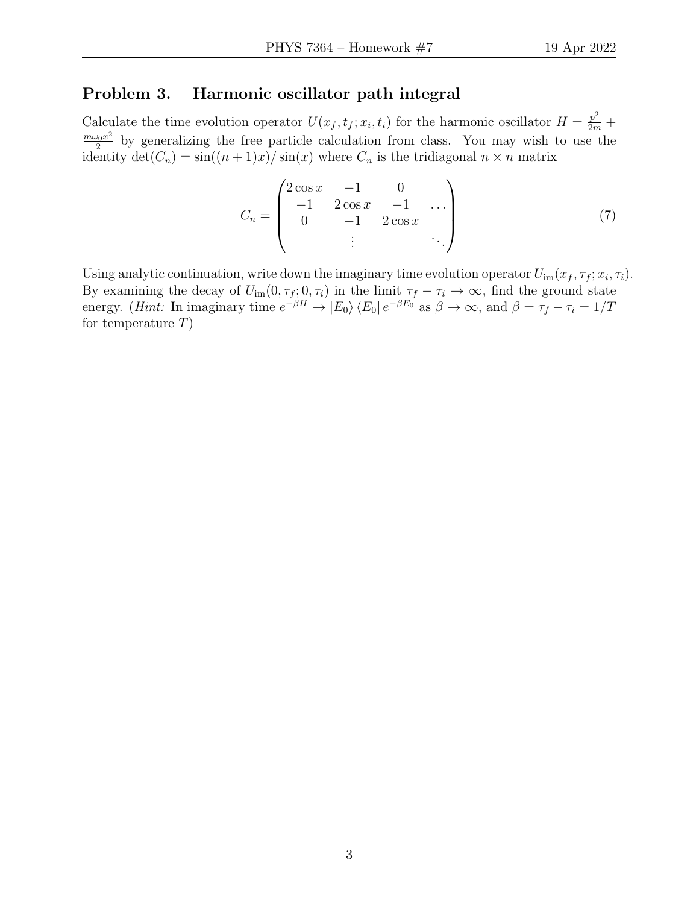## Problem 3. Harmonic oscillator path integral

Calculate the time evolution operator $U(x_f, t_f; x_i, t_i)$ for the harmonic oscillator $H = \frac{p^2}{2m} + \frac{m\omega_0 x^2}{2}$ by generalizing the free particle calculation from class. You may wish to use the identity $\det(C_n) = \sin((n+1)x)/\sin(x)$ where $C_n$ is the tridiagonal $n \times n$ matrix

$$C_n = \begin{pmatrix} 2\cos x & -1 & 0 & \\ -1 & 2\cos x & -1 & \dots \\ 0 & -1 & 2\cos x & \\ & \vdots & & \ddots \end{pmatrix} \tag{7}$$

Using analytic continuation, write down the imaginary time evolution operator $U_{\text{im}}(x_f, \tau_f; x_i, \tau_i)$. By examining the decay of $U_{\text{im}}(0, \tau_f; 0, \tau_i)$ in the limit $\tau_f - \tau_i \to \infty$, find the ground state energy. (*Hint:* In imaginary time $e^{-\beta H} \to |E_0\rangle \langle E_0| e^{-\beta E_0}$ as $\beta \to \infty$, and $\beta = \tau_f - \tau_i = 1/T$ for temperature $T$)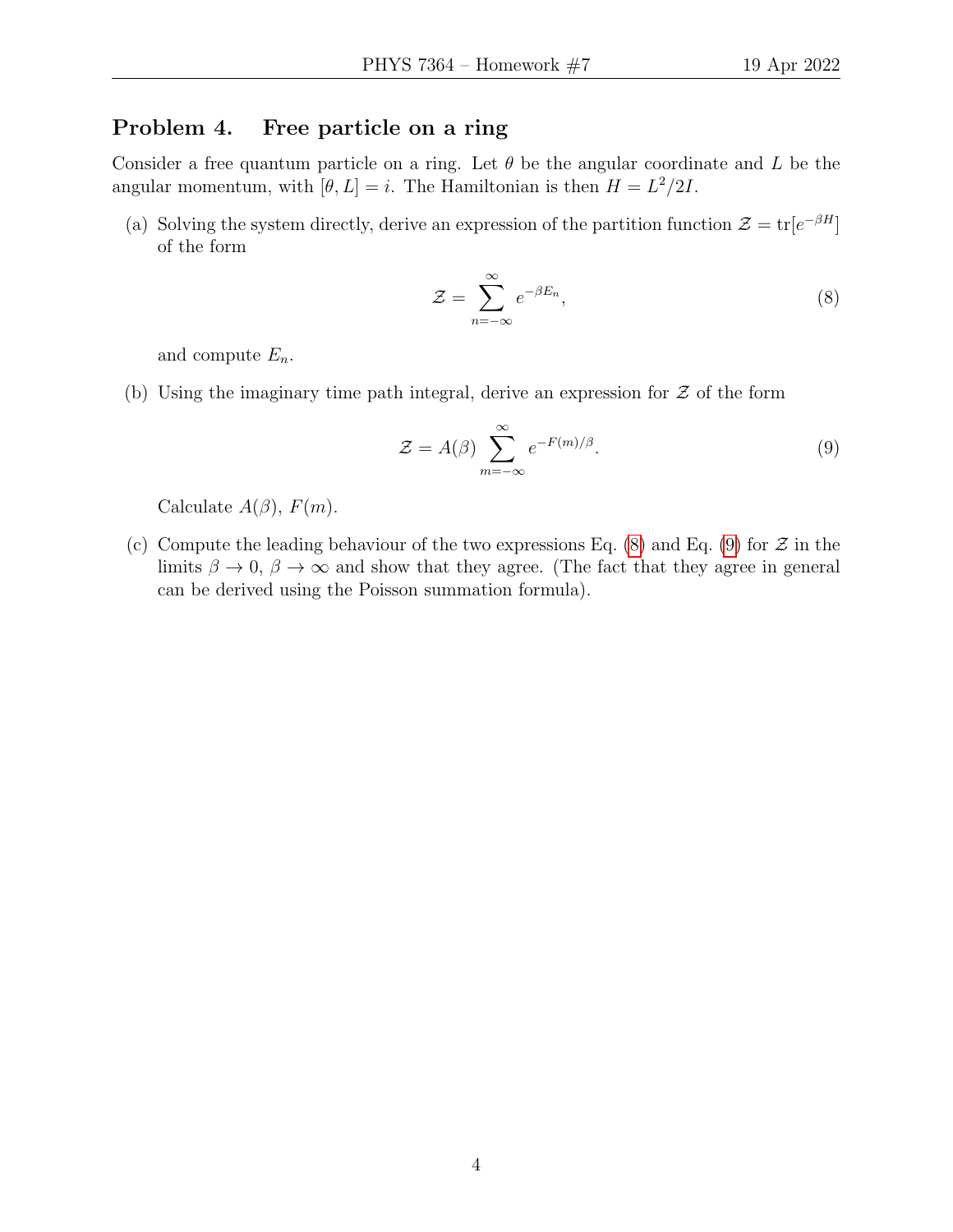## Problem 4. Free particle on a ring

Consider a free quantum particle on a ring. Let $\theta$ be the angular coordinate and $L$ be the angular momentum, with $[\theta, L] = i$. The Hamiltonian is then $H = L^2/2I$.

(a) Solving the system directly, derive an expression of the partition function $\mathcal{Z} = \mathrm{tr}[e^{-\beta H}]$ of the form

$$\mathcal{Z} = \sum_{n=-\infty}^{\infty} e^{-\beta E_n}, \tag{8}$$

and compute $E_n$.

(b) Using the imaginary time path integral, derive an expression for $\mathcal{Z}$ of the form

$$\mathcal{Z} = A(\beta) \sum_{m=-\infty}^{\infty} e^{-F(m)/\beta}. \tag{9}$$

Calculate $A(\beta)$, $F(m)$.

(c) Compute the leading behaviour of the two expressions Eq. (8) and Eq. (9) for $\mathcal{Z}$ in the limits $\beta \to 0$, $\beta \to \infty$ and show that they agree. (The fact that they agree in general can be derived using the Poisson summation formula).